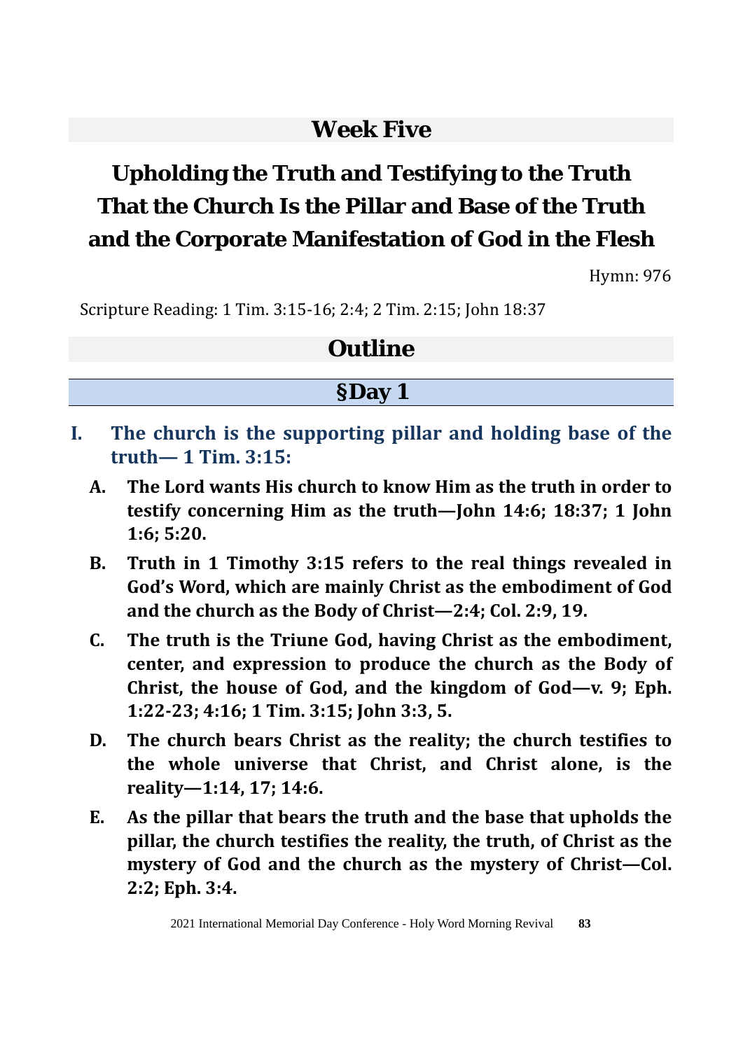# Week Five

# Upholding the Truth and Testifying to the Truth That the Church Is the Pillar and Base of the Truth and the Corporate Manifestation of God in the Flesh

Hymn: 976

Scripture Reading: 1 Tim. 3:15-16; 2:4; 2 Tim. 2:15; John 18:37

## Outline

### §Day 1

**I. The church is the supporting pillar and holding base of the truth— 1 Tim. 3:15:**

**A. The Lord wants His church to know Him as the truth in order to testify concerning Him as the truth—John 14:6; 18:37; 1 John 1:6; 5:20.**

**B. Truth in 1 Timothy 3:15 refers to the real things revealed in God's Word, which are mainly Christ as the embodiment of God and the church as the Body of Christ—2:4; Col. 2:9, 19.**

**C. The truth is the Triune God, having Christ as the embodiment, center, and expression to produce the church as the Body of Christ, the house of God, and the kingdom of God—v. 9; Eph. 1:22-23; 4:16; 1 Tim. 3:15; John 3:3, 5.**

**D. The church bears Christ as the reality; the church testifies to the whole universe that Christ, and Christ alone, is the reality—1:14, 17; 14:6.**

**E. As the pillar that bears the truth and the base that upholds the pillar, the church testifies the reality, the truth, of Christ as the mystery of God and the church as the mystery of Christ—Col. 2:2; Eph. 3:4.**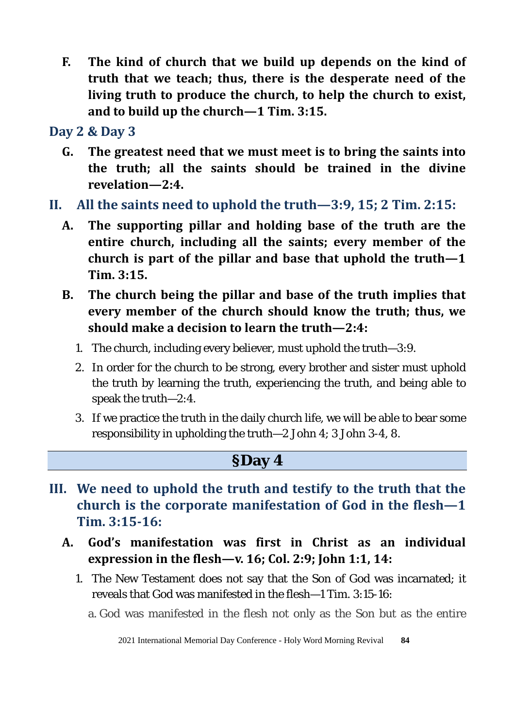**F. The kind of church that we build up depends on the kind of truth that we teach; thus, there is the desperate need of the living truth to produce the church, to help the church to exist, and to build up the church—1 Tim. 3:15.**

### Day 2 & Day 3

**G. The greatest need that we must meet is to bring the saints into the truth; all the saints should be trained in the divine revelation—2:4.**

## II. All the saints need to uphold the truth—3:9, 15; 2 Tim. 2:15:

**A. The supporting pillar and holding base of the truth are the entire church, including all the saints; every member of the church is part of the pillar and base that uphold the truth—1 Tim. 3:15.**

**B. The church being the pillar and base of the truth implies that every member of the church should know the truth; thus, we should make a decision to learn the truth—2:4:**

1. The church, including every believer, must uphold the truth—3:9.
2. In order for the church to be strong, every brother and sister must uphold the truth by learning the truth, experiencing the truth, and being able to speak the truth—2:4.
3. If we practice the truth in the daily church life, we will be able to bear some responsibility in upholding the truth—2 John 4; 3 John 3-4, 8.

### §Day 4

## III. We need to uphold the truth and testify to the truth that the church is the corporate manifestation of God in the flesh—1 Tim. 3:15-16:

**A. God's manifestation was first in Christ as an individual expression in the flesh—v. 16; Col. 2:9; John 1:1, 14:**

1. The New Testament does not say that the Son of God was incarnated; it reveals that God was manifested in the flesh—1 Tim. 3:15-16:

   a. God was manifested in the flesh not only as the Son but as the entire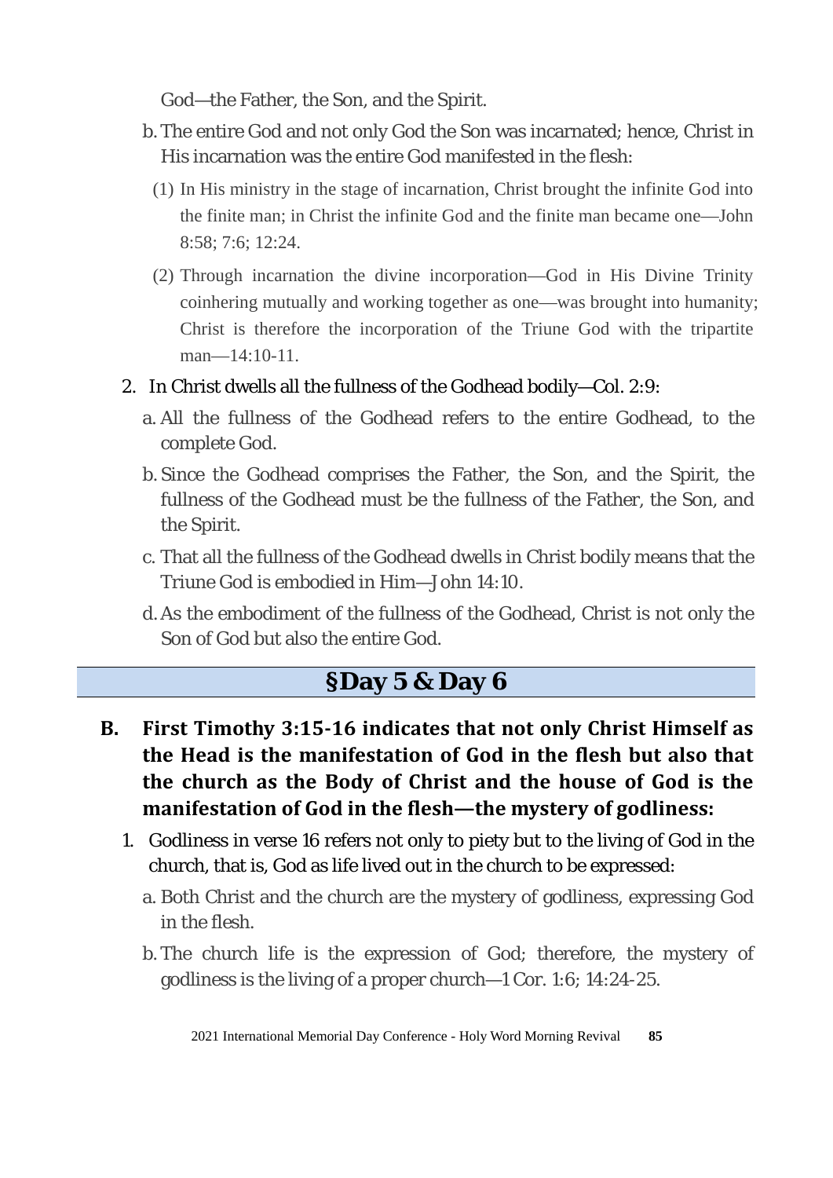God—the Father, the Son, and the Spirit.

b. The entire God and not only God the Son was incarnated; hence, Christ in His incarnation was the entire God manifested in the flesh:

(1) In His ministry in the stage of incarnation, Christ brought the infinite God into the finite man; in Christ the infinite God and the finite man became one—John 8:58; 7:6; 12:24.

(2) Through incarnation the divine incorporation—God in His Divine Trinity coinhering mutually and working together as one—was brought into humanity; Christ is therefore the incorporation of the Triune God with the tripartite man—14:10-11.

2. In Christ dwells all the fullness of the Godhead bodily—Col. 2:9:

a. All the fullness of the Godhead refers to the entire Godhead, to the complete God.

b. Since the Godhead comprises the Father, the Son, and the Spirit, the fullness of the Godhead must be the fullness of the Father, the Son, and the Spirit.

c. That all the fullness of the Godhead dwells in Christ bodily means that the Triune God is embodied in Him—John 14:10.

d. As the embodiment of the fullness of the Godhead, Christ is not only the Son of God but also the entire God.

## §Day 5 & Day 6

**B. First Timothy 3:15-16 indicates that not only Christ Himself as the Head is the manifestation of God in the flesh but also that the church as the Body of Christ and the house of God is the manifestation of God in the flesh—the mystery of godliness:**

1. Godliness in verse 16 refers not only to piety but to the living of God in the church, that is, God as life lived out in the church to be expressed:

a. Both Christ and the church are the mystery of godliness, expressing God in the flesh.

b. The church life is the expression of God; therefore, the mystery of godliness is the living of a proper church—1 Cor. 1:6; 14:24-25.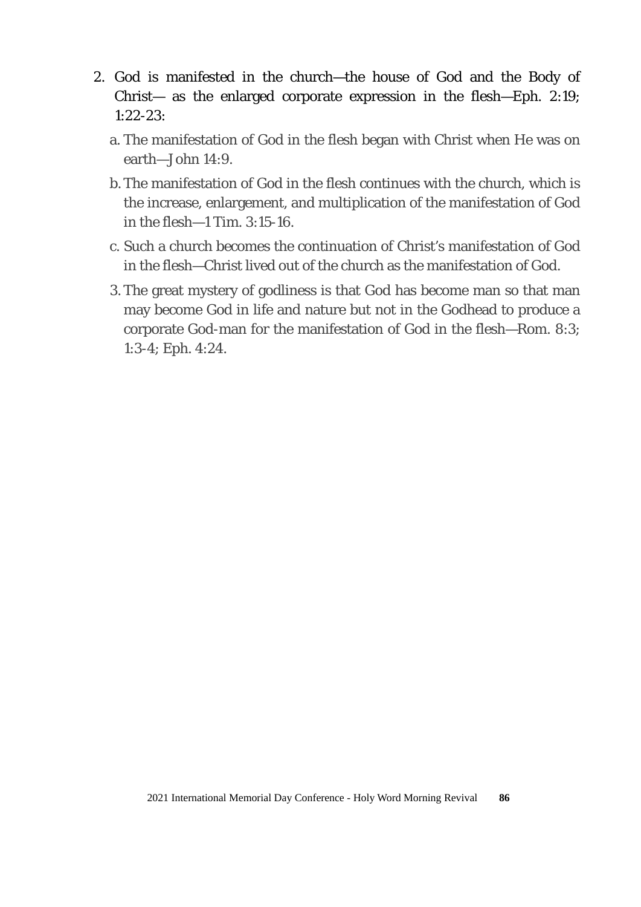2. God is manifested in the church—the house of God and the Body of Christ— as the enlarged corporate expression in the flesh—Eph. 2:19; 1:22-23:

   a. The manifestation of God in the flesh began with Christ when He was on earth—John 14:9.

   b. The manifestation of God in the flesh continues with the church, which is the increase, enlargement, and multiplication of the manifestation of God in the flesh—1 Tim. 3:15-16.

   c. Such a church becomes the continuation of Christ's manifestation of God in the flesh—Christ lived out of the church as the manifestation of God.

   3. The great mystery of godliness is that God has become man so that man may become God in life and nature but not in the Godhead to produce a corporate God-man for the manifestation of God in the flesh—Rom. 8:3; 1:3-4; Eph. 4:24.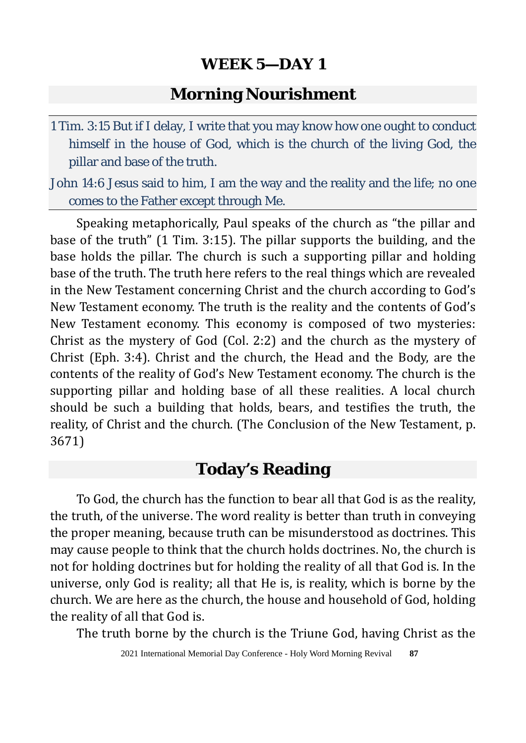# WEEK 5—DAY 1

## Morning Nourishment

1 Tim. 3:15 But if I delay, I write that you may know how one ought to conduct himself in the house of God, which is the church of the living God, the pillar and base of the truth.

John 14:6 Jesus said to him, I am the way and the reality and the life; no one comes to the Father except through Me.

Speaking metaphorically, Paul speaks of the church as "the pillar and base of the truth" (1 Tim. 3:15). The pillar supports the building, and the base holds the pillar. The church is such a supporting pillar and holding base of the truth. The truth here refers to the real things which are revealed in the New Testament concerning Christ and the church according to God's New Testament economy. The truth is the reality and the contents of God's New Testament economy. This economy is composed of two mysteries: Christ as the mystery of God (Col. 2:2) and the church as the mystery of Christ (Eph. 3:4). Christ and the church, the Head and the Body, are the contents of the reality of God's New Testament economy. The church is the supporting pillar and holding base of all these realities. A local church should be such a building that holds, bears, and testifies the truth, the reality, of Christ and the church. (The Conclusion of the New Testament, p. 3671)

## Today's Reading

To God, the church has the function to bear all that God is as the reality, the truth, of the universe. The word reality is better than truth in conveying the proper meaning, because truth can be misunderstood as doctrines. This may cause people to think that the church holds doctrines. No, the church is not for holding doctrines but for holding the reality of all that God is. In the universe, only God is reality; all that He is, is reality, which is borne by the church. We are here as the church, the house and household of God, holding the reality of all that God is.

The truth borne by the church is the Triune God, having Christ as the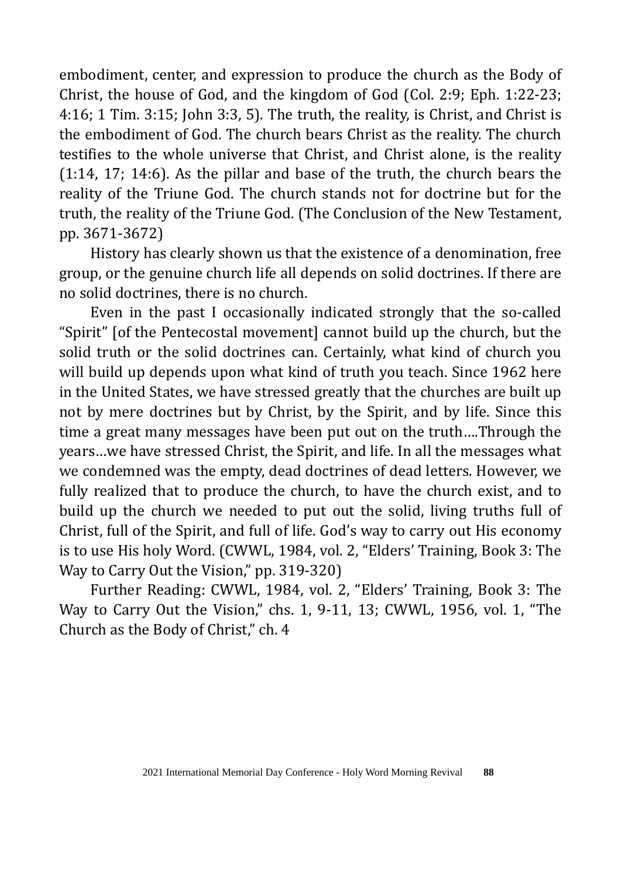embodiment, center, and expression to produce the church as the Body of Christ, the house of God, and the kingdom of God (Col. 2:9; Eph. 1:22-23; 4:16; 1 Tim. 3:15; John 3:3, 5). The truth, the reality, is Christ, and Christ is the embodiment of God. The church bears Christ as the reality. The church testifies to the whole universe that Christ, and Christ alone, is the reality (1:14, 17; 14:6). As the pillar and base of the truth, the church bears the reality of the Triune God. The church stands not for doctrine but for the truth, the reality of the Triune God. (The Conclusion of the New Testament, pp. 3671-3672)

History has clearly shown us that the existence of a denomination, free group, or the genuine church life all depends on solid doctrines. If there are no solid doctrines, there is no church.

Even in the past I occasionally indicated strongly that the so-called "Spirit" [of the Pentecostal movement] cannot build up the church, but the solid truth or the solid doctrines can. Certainly, what kind of church you will build up depends upon what kind of truth you teach. Since 1962 here in the United States, we have stressed greatly that the churches are built up not by mere doctrines but by Christ, by the Spirit, and by life. Since this time a great many messages have been put out on the truth….Through the years…we have stressed Christ, the Spirit, and life. In all the messages what we condemned was the empty, dead doctrines of dead letters. However, we fully realized that to produce the church, to have the church exist, and to build up the church we needed to put out the solid, living truths full of Christ, full of the Spirit, and full of life. God's way to carry out His economy is to use His holy Word. (CWWL, 1984, vol. 2, "Elders' Training, Book 3: The Way to Carry Out the Vision," pp. 319-320)

Further Reading: CWWL, 1984, vol. 2, "Elders' Training, Book 3: The Way to Carry Out the Vision," chs. 1, 9-11, 13; CWWL, 1956, vol. 1, "The Church as the Body of Christ," ch. 4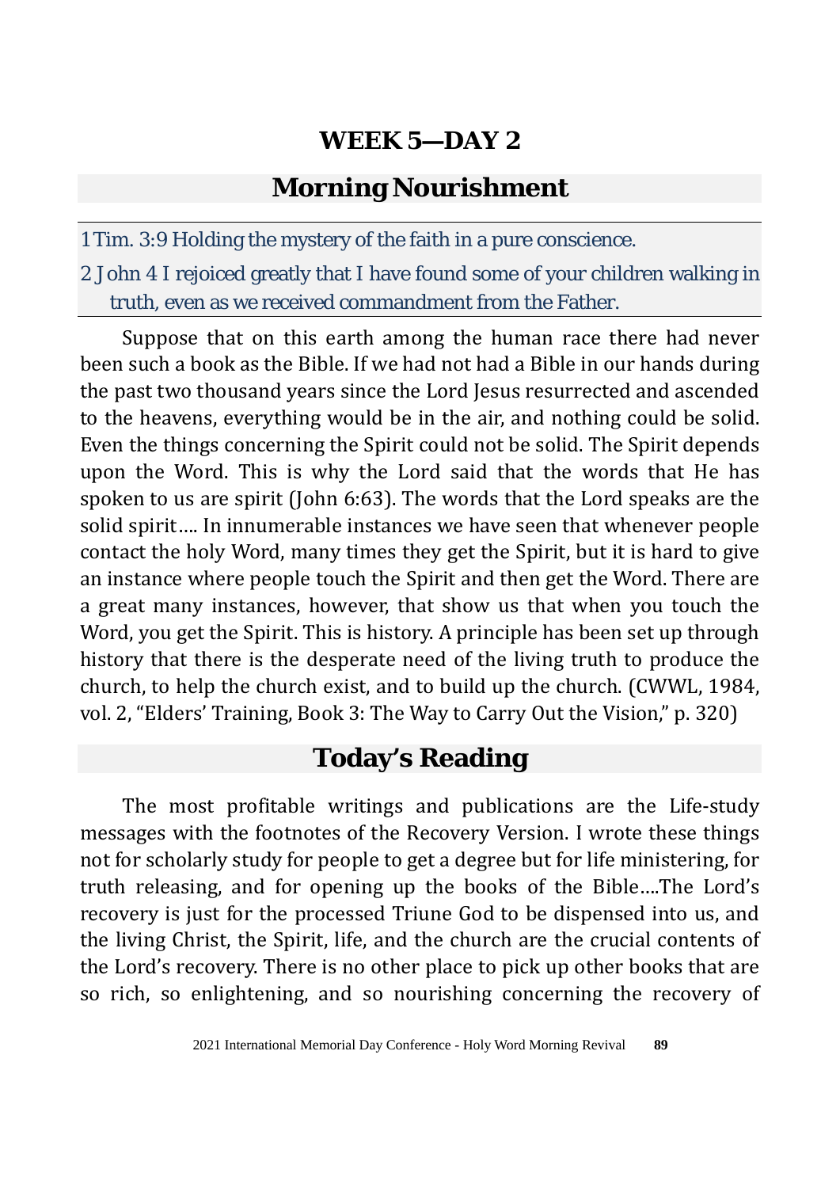## WEEK 5—DAY 2

## Morning Nourishment

1 Tim. 3:9 Holding the mystery of the faith in a pure conscience.

2 John 4 I rejoiced greatly that I have found some of your children walking in truth, even as we received commandment from the Father.

Suppose that on this earth among the human race there had never been such a book as the Bible. If we had not had a Bible in our hands during the past two thousand years since the Lord Jesus resurrected and ascended to the heavens, everything would be in the air, and nothing could be solid. Even the things concerning the Spirit could not be solid. The Spirit depends upon the Word. This is why the Lord said that the words that He has spoken to us are spirit (John 6:63). The words that the Lord speaks are the solid spirit…. In innumerable instances we have seen that whenever people contact the holy Word, many times they get the Spirit, but it is hard to give an instance where people touch the Spirit and then get the Word. There are a great many instances, however, that show us that when you touch the Word, you get the Spirit. This is history. A principle has been set up through history that there is the desperate need of the living truth to produce the church, to help the church exist, and to build up the church. (CWWL, 1984, vol. 2, "Elders' Training, Book 3: The Way to Carry Out the Vision," p. 320)

## Today's Reading

The most profitable writings and publications are the Life-study messages with the footnotes of the Recovery Version. I wrote these things not for scholarly study for people to get a degree but for life ministering, for truth releasing, and for opening up the books of the Bible….The Lord's recovery is just for the processed Triune God to be dispensed into us, and the living Christ, the Spirit, life, and the church are the crucial contents of the Lord's recovery. There is no other place to pick up other books that are so rich, so enlightening, and so nourishing concerning the recovery of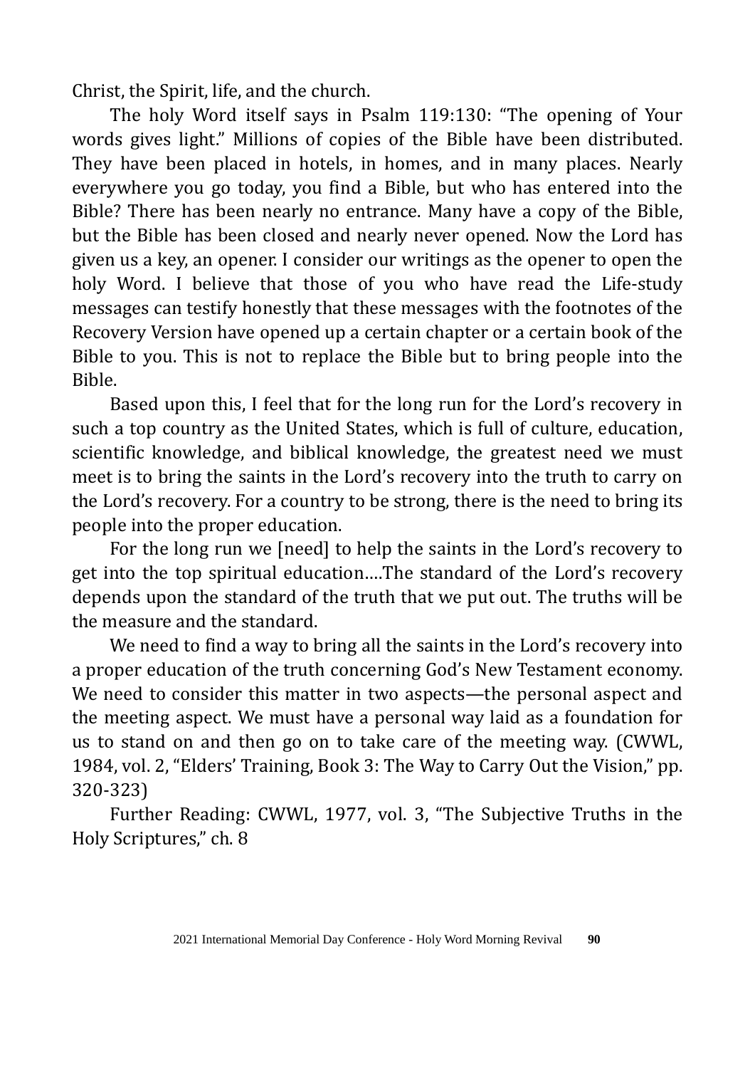Christ, the Spirit, life, and the church.

The holy Word itself says in Psalm 119:130: "The opening of Your words gives light." Millions of copies of the Bible have been distributed. They have been placed in hotels, in homes, and in many places. Nearly everywhere you go today, you find a Bible, but who has entered into the Bible? There has been nearly no entrance. Many have a copy of the Bible, but the Bible has been closed and nearly never opened. Now the Lord has given us a key, an opener. I consider our writings as the opener to open the holy Word. I believe that those of you who have read the Life-study messages can testify honestly that these messages with the footnotes of the Recovery Version have opened up a certain chapter or a certain book of the Bible to you. This is not to replace the Bible but to bring people into the Bible.

Based upon this, I feel that for the long run for the Lord's recovery in such a top country as the United States, which is full of culture, education, scientific knowledge, and biblical knowledge, the greatest need we must meet is to bring the saints in the Lord's recovery into the truth to carry on the Lord's recovery. For a country to be strong, there is the need to bring its people into the proper education.

For the long run we [need] to help the saints in the Lord's recovery to get into the top spiritual education....The standard of the Lord's recovery depends upon the standard of the truth that we put out. The truths will be the measure and the standard.

We need to find a way to bring all the saints in the Lord's recovery into a proper education of the truth concerning God's New Testament economy. We need to consider this matter in two aspects—the personal aspect and the meeting aspect. We must have a personal way laid as a foundation for us to stand on and then go on to take care of the meeting way. (CWWL, 1984, vol. 2, "Elders' Training, Book 3: The Way to Carry Out the Vision," pp. 320-323)

Further Reading: CWWL, 1977, vol. 3, "The Subjective Truths in the Holy Scriptures," ch. 8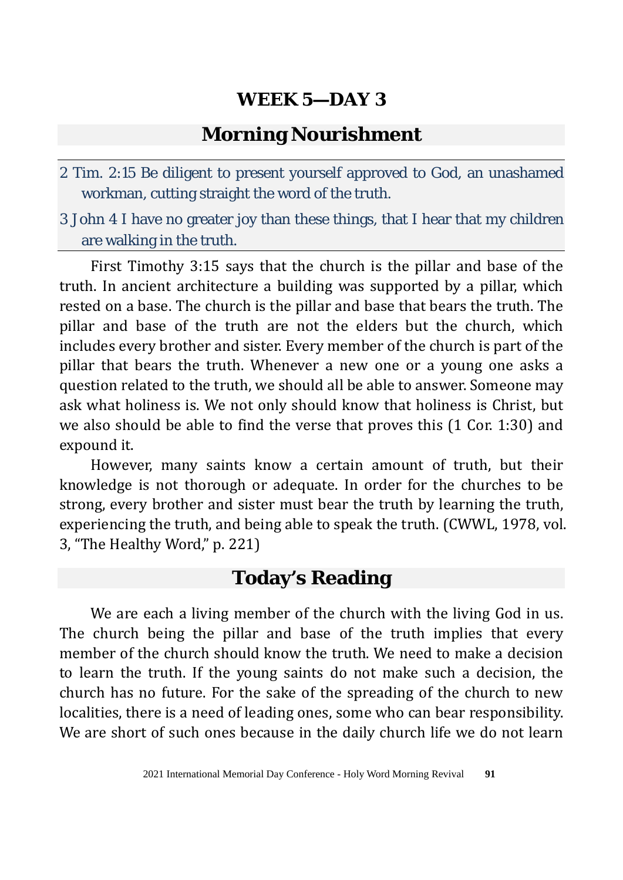# WEEK 5—DAY 3

## Morning Nourishment

2 Tim. 2:15 Be diligent to present yourself approved to God, an unashamed workman, cutting straight the word of the truth.

3 John 4 I have no greater joy than these things, that I hear that my children are walking in the truth.

First Timothy 3:15 says that the church is the pillar and base of the truth. In ancient architecture a building was supported by a pillar, which rested on a base. The church is the pillar and base that bears the truth. The pillar and base of the truth are not the elders but the church, which includes every brother and sister. Every member of the church is part of the pillar that bears the truth. Whenever a new one or a young one asks a question related to the truth, we should all be able to answer. Someone may ask what holiness is. We not only should know that holiness is Christ, but we also should be able to find the verse that proves this (1 Cor. 1:30) and expound it.

However, many saints know a certain amount of truth, but their knowledge is not thorough or adequate. In order for the churches to be strong, every brother and sister must bear the truth by learning the truth, experiencing the truth, and being able to speak the truth. (CWWL, 1978, vol. 3, "The Healthy Word," p. 221)

## Today's Reading

We are each a living member of the church with the living God in us. The church being the pillar and base of the truth implies that every member of the church should know the truth. We need to make a decision to learn the truth. If the young saints do not make such a decision, the church has no future. For the sake of the spreading of the church to new localities, there is a need of leading ones, some who can bear responsibility. We are short of such ones because in the daily church life we do not learn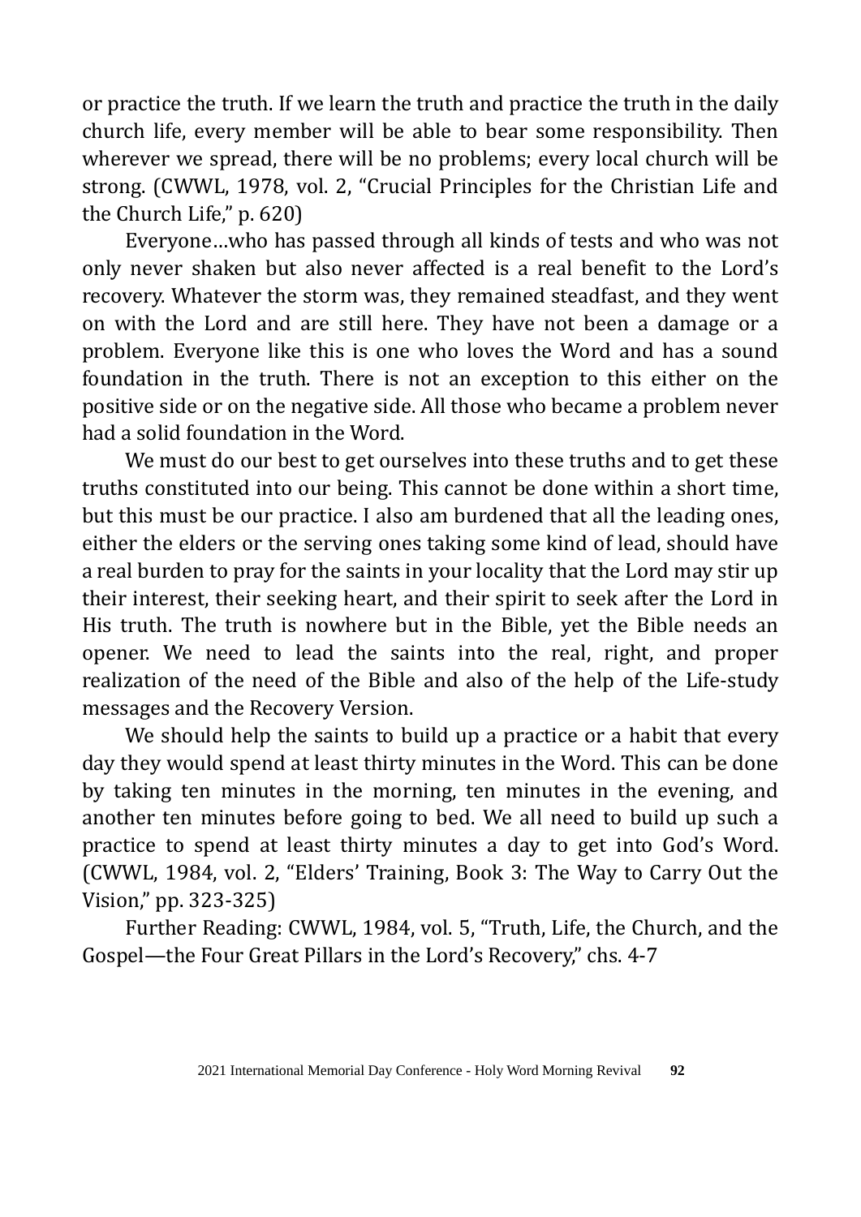or practice the truth. If we learn the truth and practice the truth in the daily church life, every member will be able to bear some responsibility. Then wherever we spread, there will be no problems; every local church will be strong. (CWWL, 1978, vol. 2, "Crucial Principles for the Christian Life and the Church Life," p. 620)

Everyone…who has passed through all kinds of tests and who was not only never shaken but also never affected is a real benefit to the Lord's recovery. Whatever the storm was, they remained steadfast, and they went on with the Lord and are still here. They have not been a damage or a problem. Everyone like this is one who loves the Word and has a sound foundation in the truth. There is not an exception to this either on the positive side or on the negative side. All those who became a problem never had a solid foundation in the Word.

We must do our best to get ourselves into these truths and to get these truths constituted into our being. This cannot be done within a short time, but this must be our practice. I also am burdened that all the leading ones, either the elders or the serving ones taking some kind of lead, should have a real burden to pray for the saints in your locality that the Lord may stir up their interest, their seeking heart, and their spirit to seek after the Lord in His truth. The truth is nowhere but in the Bible, yet the Bible needs an opener. We need to lead the saints into the real, right, and proper realization of the need of the Bible and also of the help of the Life-study messages and the Recovery Version.

We should help the saints to build up a practice or a habit that every day they would spend at least thirty minutes in the Word. This can be done by taking ten minutes in the morning, ten minutes in the evening, and another ten minutes before going to bed. We all need to build up such a practice to spend at least thirty minutes a day to get into God's Word. (CWWL, 1984, vol. 2, "Elders' Training, Book 3: The Way to Carry Out the Vision," pp. 323-325)

Further Reading: CWWL, 1984, vol. 5, "Truth, Life, the Church, and the Gospel—the Four Great Pillars in the Lord's Recovery," chs. 4-7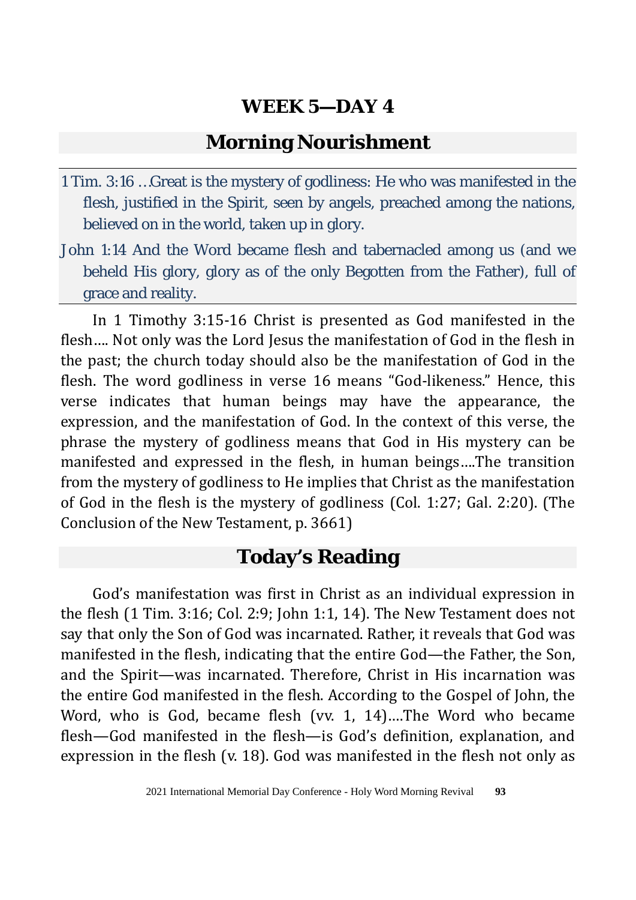# WEEK 5—DAY 4

## Morning Nourishment

1 Tim. 3:16 …Great is the mystery of godliness: He who was manifested in the flesh, justified in the Spirit, seen by angels, preached among the nations, believed on in the world, taken up in glory.

John 1:14 And the Word became flesh and tabernacled among us (and we beheld His glory, glory as of the only Begotten from the Father), full of grace and reality.

In 1 Timothy 3:15-16 Christ is presented as God manifested in the flesh…. Not only was the Lord Jesus the manifestation of God in the flesh in the past; the church today should also be the manifestation of God in the flesh. The word godliness in verse 16 means "God-likeness." Hence, this verse indicates that human beings may have the appearance, the expression, and the manifestation of God. In the context of this verse, the phrase the mystery of godliness means that God in His mystery can be manifested and expressed in the flesh, in human beings….The transition from the mystery of godliness to He implies that Christ as the manifestation of God in the flesh is the mystery of godliness (Col. 1:27; Gal. 2:20). (The Conclusion of the New Testament, p. 3661)

## Today's Reading

God's manifestation was first in Christ as an individual expression in the flesh (1 Tim. 3:16; Col. 2:9; John 1:1, 14). The New Testament does not say that only the Son of God was incarnated. Rather, it reveals that God was manifested in the flesh, indicating that the entire God—the Father, the Son, and the Spirit—was incarnated. Therefore, Christ in His incarnation was the entire God manifested in the flesh. According to the Gospel of John, the Word, who is God, became flesh (vv. 1, 14)….The Word who became flesh—God manifested in the flesh—is God's definition, explanation, and expression in the flesh (v. 18). God was manifested in the flesh not only as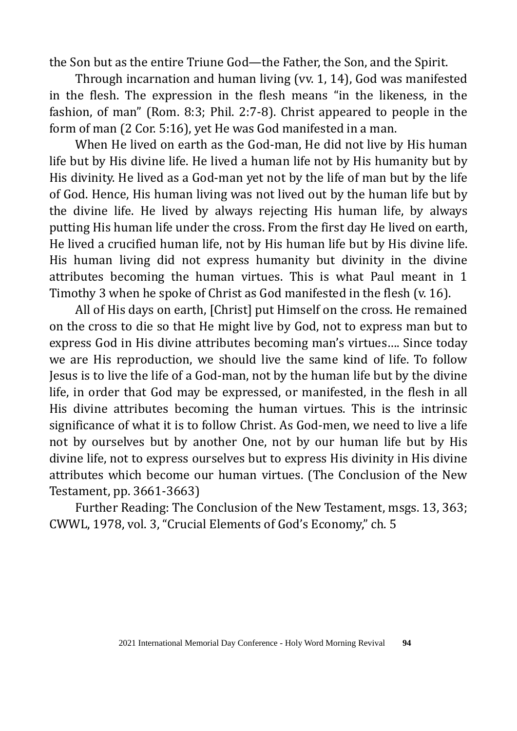the Son but as the entire Triune God—the Father, the Son, and the Spirit.

Through incarnation and human living (vv. 1, 14), God was manifested in the flesh. The expression in the flesh means "in the likeness, in the fashion, of man" (Rom. 8:3; Phil. 2:7-8). Christ appeared to people in the form of man (2 Cor. 5:16), yet He was God manifested in a man.

When He lived on earth as the God-man, He did not live by His human life but by His divine life. He lived a human life not by His humanity but by His divinity. He lived as a God-man yet not by the life of man but by the life of God. Hence, His human living was not lived out by the human life but by the divine life. He lived by always rejecting His human life, by always putting His human life under the cross. From the first day He lived on earth, He lived a crucified human life, not by His human life but by His divine life. His human living did not express humanity but divinity in the divine attributes becoming the human virtues. This is what Paul meant in 1 Timothy 3 when he spoke of Christ as God manifested in the flesh (v. 16).

All of His days on earth, [Christ] put Himself on the cross. He remained on the cross to die so that He might live by God, not to express man but to express God in His divine attributes becoming man's virtues…. Since today we are His reproduction, we should live the same kind of life. To follow Jesus is to live the life of a God-man, not by the human life but by the divine life, in order that God may be expressed, or manifested, in the flesh in all His divine attributes becoming the human virtues. This is the intrinsic significance of what it is to follow Christ. As God-men, we need to live a life not by ourselves but by another One, not by our human life but by His divine life, not to express ourselves but to express His divinity in His divine attributes which become our human virtues. (The Conclusion of the New Testament, pp. 3661-3663)

Further Reading: The Conclusion of the New Testament, msgs. 13, 363; CWWL, 1978, vol. 3, "Crucial Elements of God's Economy," ch. 5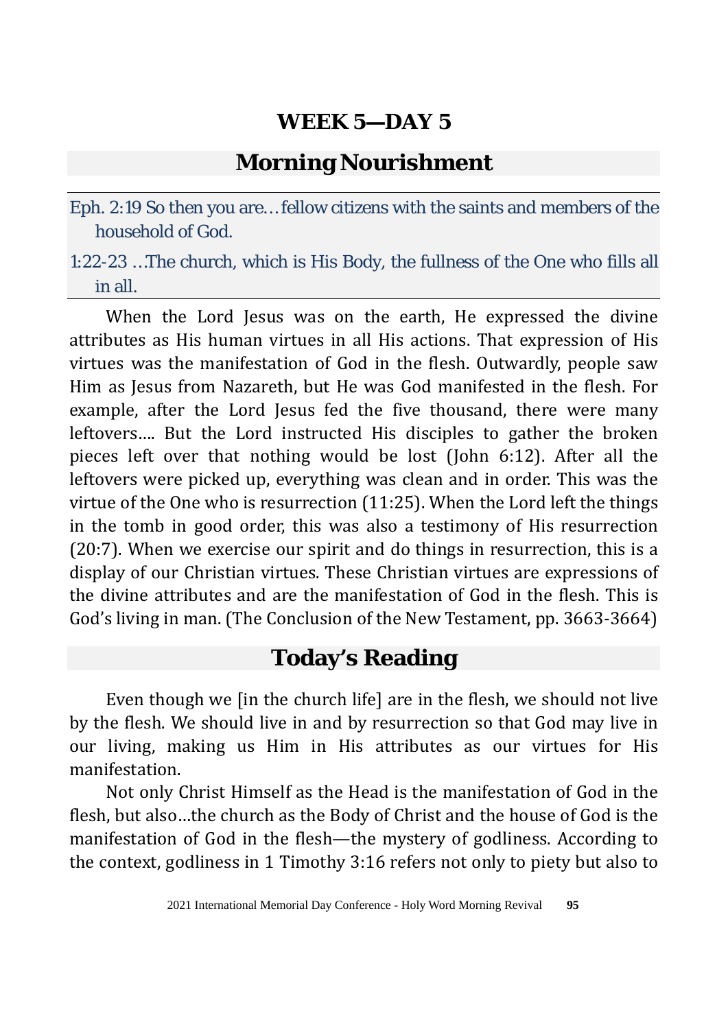# WEEK 5—DAY 5

## Morning Nourishment

Eph. 2:19 So then you are…fellow citizens with the saints and members of the household of God.

1:22-23 …The church, which is His Body, the fullness of the One who fills all in all.

When the Lord Jesus was on the earth, He expressed the divine attributes as His human virtues in all His actions. That expression of His virtues was the manifestation of God in the flesh. Outwardly, people saw Him as Jesus from Nazareth, but He was God manifested in the flesh. For example, after the Lord Jesus fed the five thousand, there were many leftovers…. But the Lord instructed His disciples to gather the broken pieces left over that nothing would be lost (John 6:12). After all the leftovers were picked up, everything was clean and in order. This was the virtue of the One who is resurrection (11:25). When the Lord left the things in the tomb in good order, this was also a testimony of His resurrection (20:7). When we exercise our spirit and do things in resurrection, this is a display of our Christian virtues. These Christian virtues are expressions of the divine attributes and are the manifestation of God in the flesh. This is God's living in man. (The Conclusion of the New Testament, pp. 3663-3664)

## Today's Reading

Even though we [in the church life] are in the flesh, we should not live by the flesh. We should live in and by resurrection so that God may live in our living, making us Him in His attributes as our virtues for His manifestation.

Not only Christ Himself as the Head is the manifestation of God in the flesh, but also…the church as the Body of Christ and the house of God is the manifestation of God in the flesh—the mystery of godliness. According to the context, godliness in 1 Timothy 3:16 refers not only to piety but also to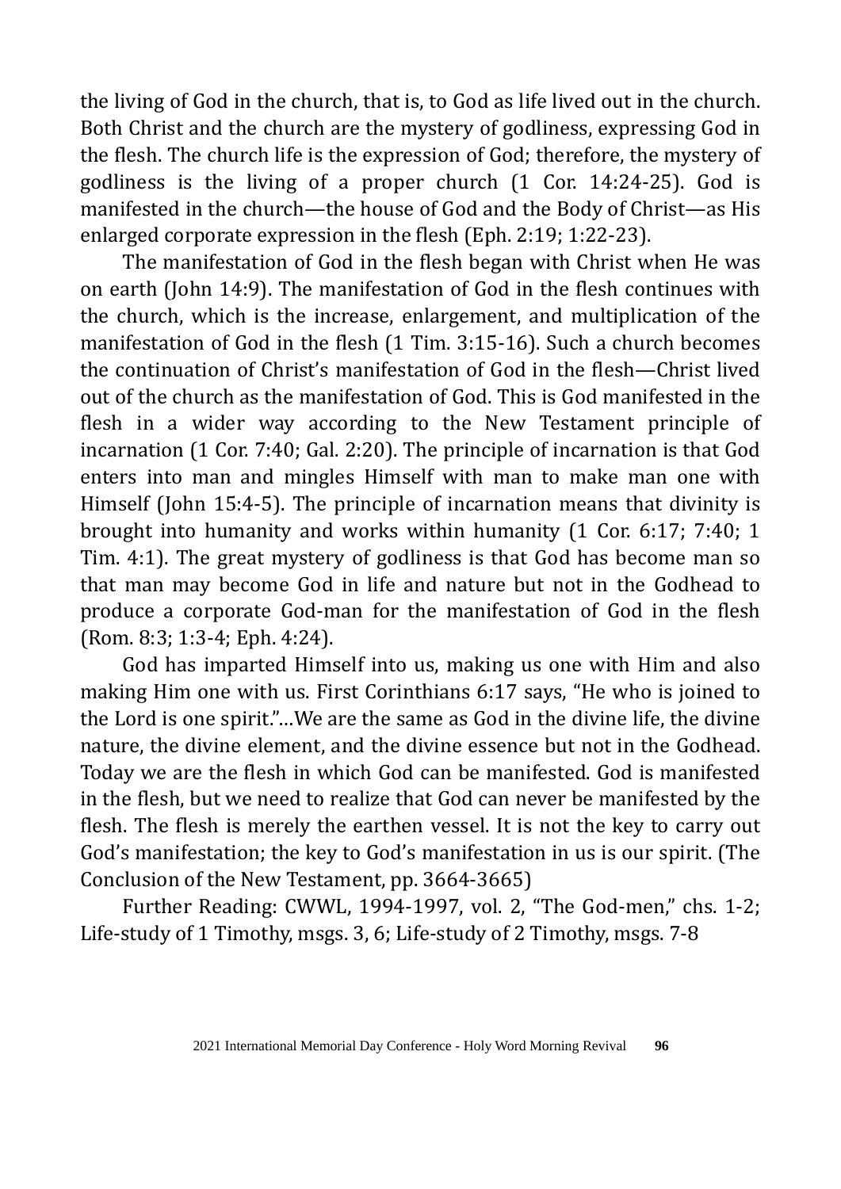the living of God in the church, that is, to God as life lived out in the church. Both Christ and the church are the mystery of godliness, expressing God in the flesh. The church life is the expression of God; therefore, the mystery of godliness is the living of a proper church (1 Cor. 14:24-25). God is manifested in the church—the house of God and the Body of Christ—as His enlarged corporate expression in the flesh (Eph. 2:19; 1:22-23).

The manifestation of God in the flesh began with Christ when He was on earth (John 14:9). The manifestation of God in the flesh continues with the church, which is the increase, enlargement, and multiplication of the manifestation of God in the flesh (1 Tim. 3:15-16). Such a church becomes the continuation of Christ's manifestation of God in the flesh—Christ lived out of the church as the manifestation of God. This is God manifested in the flesh in a wider way according to the New Testament principle of incarnation (1 Cor. 7:40; Gal. 2:20). The principle of incarnation is that God enters into man and mingles Himself with man to make man one with Himself (John 15:4-5). The principle of incarnation means that divinity is brought into humanity and works within humanity (1 Cor. 6:17; 7:40; 1 Tim. 4:1). The great mystery of godliness is that God has become man so that man may become God in life and nature but not in the Godhead to produce a corporate God-man for the manifestation of God in the flesh (Rom. 8:3; 1:3-4; Eph. 4:24).

God has imparted Himself into us, making us one with Him and also making Him one with us. First Corinthians 6:17 says, "He who is joined to the Lord is one spirit."…We are the same as God in the divine life, the divine nature, the divine element, and the divine essence but not in the Godhead. Today we are the flesh in which God can be manifested. God is manifested in the flesh, but we need to realize that God can never be manifested by the flesh. The flesh is merely the earthen vessel. It is not the key to carry out God's manifestation; the key to God's manifestation in us is our spirit. (The Conclusion of the New Testament, pp. 3664-3665)

Further Reading: CWWL, 1994-1997, vol. 2, "The God-men," chs. 1-2; Life-study of 1 Timothy, msgs. 3, 6; Life-study of 2 Timothy, msgs. 7-8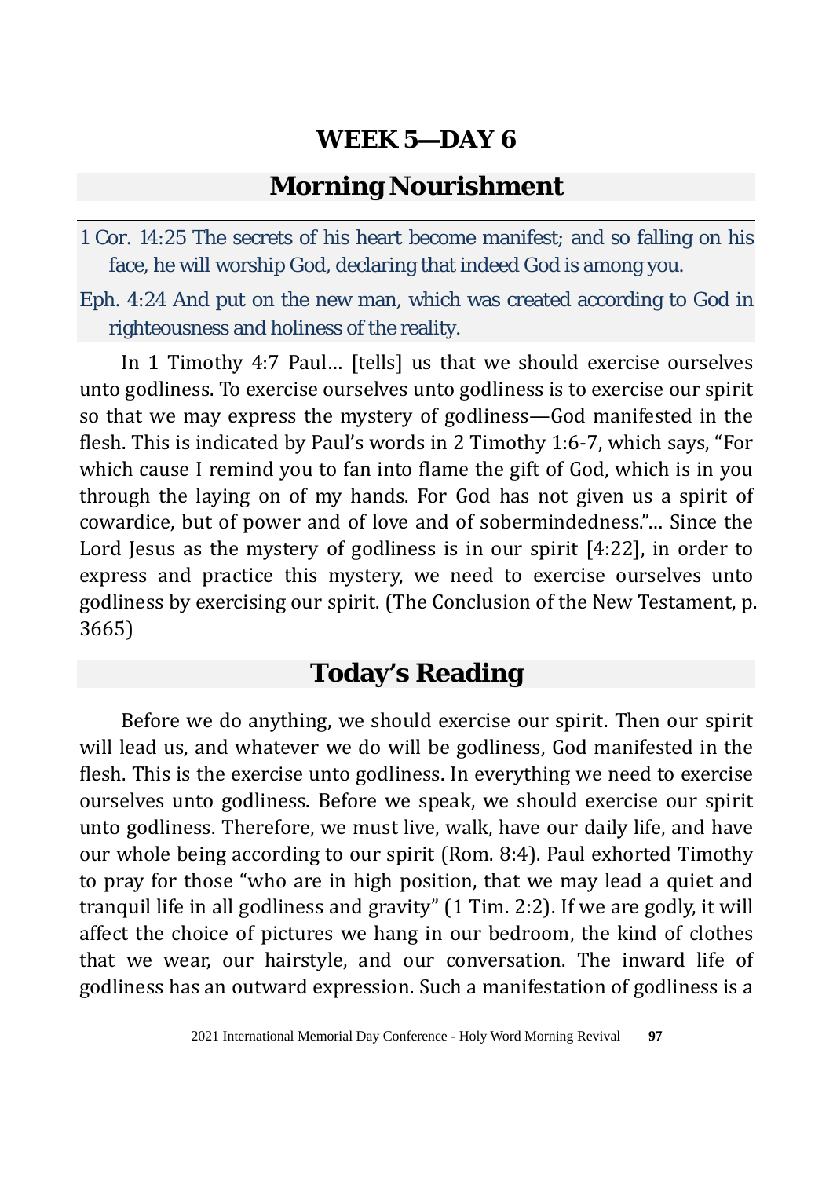# WEEK 5—DAY 6

## Morning Nourishment

1 Cor. 14:25 The secrets of his heart become manifest; and so falling on his face, he will worship God, declaring that indeed God is among you.

Eph. 4:24 And put on the new man, which was created according to God in righteousness and holiness of the reality.

In 1 Timothy 4:7 Paul... [tells] us that we should exercise ourselves unto godliness. To exercise ourselves unto godliness is to exercise our spirit so that we may express the mystery of godliness—God manifested in the flesh. This is indicated by Paul's words in 2 Timothy 1:6-7, which says, "For which cause I remind you to fan into flame the gift of God, which is in you through the laying on of my hands. For God has not given us a spirit of cowardice, but of power and of love and of sobermindedness."... Since the Lord Jesus as the mystery of godliness is in our spirit [4:22], in order to express and practice this mystery, we need to exercise ourselves unto godliness by exercising our spirit. (The Conclusion of the New Testament, p. 3665)

## Today's Reading

Before we do anything, we should exercise our spirit. Then our spirit will lead us, and whatever we do will be godliness, God manifested in the flesh. This is the exercise unto godliness. In everything we need to exercise ourselves unto godliness. Before we speak, we should exercise our spirit unto godliness. Therefore, we must live, walk, have our daily life, and have our whole being according to our spirit (Rom. 8:4). Paul exhorted Timothy to pray for those "who are in high position, that we may lead a quiet and tranquil life in all godliness and gravity" (1 Tim. 2:2). If we are godly, it will affect the choice of pictures we hang in our bedroom, the kind of clothes that we wear, our hairstyle, and our conversation. The inward life of godliness has an outward expression. Such a manifestation of godliness is a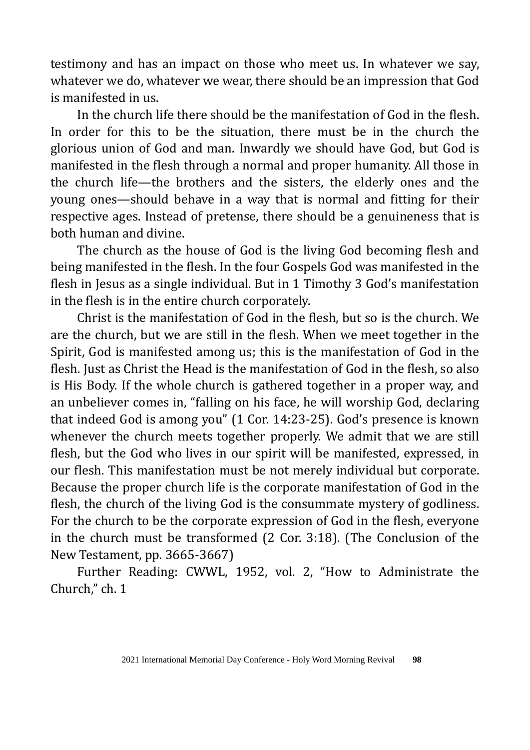testimony and has an impact on those who meet us. In whatever we say, whatever we do, whatever we wear, there should be an impression that God is manifested in us.

In the church life there should be the manifestation of God in the flesh. In order for this to be the situation, there must be in the church the glorious union of God and man. Inwardly we should have God, but God is manifested in the flesh through a normal and proper humanity. All those in the church life—the brothers and the sisters, the elderly ones and the young ones—should behave in a way that is normal and fitting for their respective ages. Instead of pretense, there should be a genuineness that is both human and divine.

The church as the house of God is the living God becoming flesh and being manifested in the flesh. In the four Gospels God was manifested in the flesh in Jesus as a single individual. But in 1 Timothy 3 God's manifestation in the flesh is in the entire church corporately.

Christ is the manifestation of God in the flesh, but so is the church. We are the church, but we are still in the flesh. When we meet together in the Spirit, God is manifested among us; this is the manifestation of God in the flesh. Just as Christ the Head is the manifestation of God in the flesh, so also is His Body. If the whole church is gathered together in a proper way, and an unbeliever comes in, "falling on his face, he will worship God, declaring that indeed God is among you" (1 Cor. 14:23-25). God's presence is known whenever the church meets together properly. We admit that we are still flesh, but the God who lives in our spirit will be manifested, expressed, in our flesh. This manifestation must be not merely individual but corporate. Because the proper church life is the corporate manifestation of God in the flesh, the church of the living God is the consummate mystery of godliness. For the church to be the corporate expression of God in the flesh, everyone in the church must be transformed (2 Cor. 3:18). (The Conclusion of the New Testament, pp. 3665-3667)

Further Reading: CWWL, 1952, vol. 2, "How to Administrate the Church," ch. 1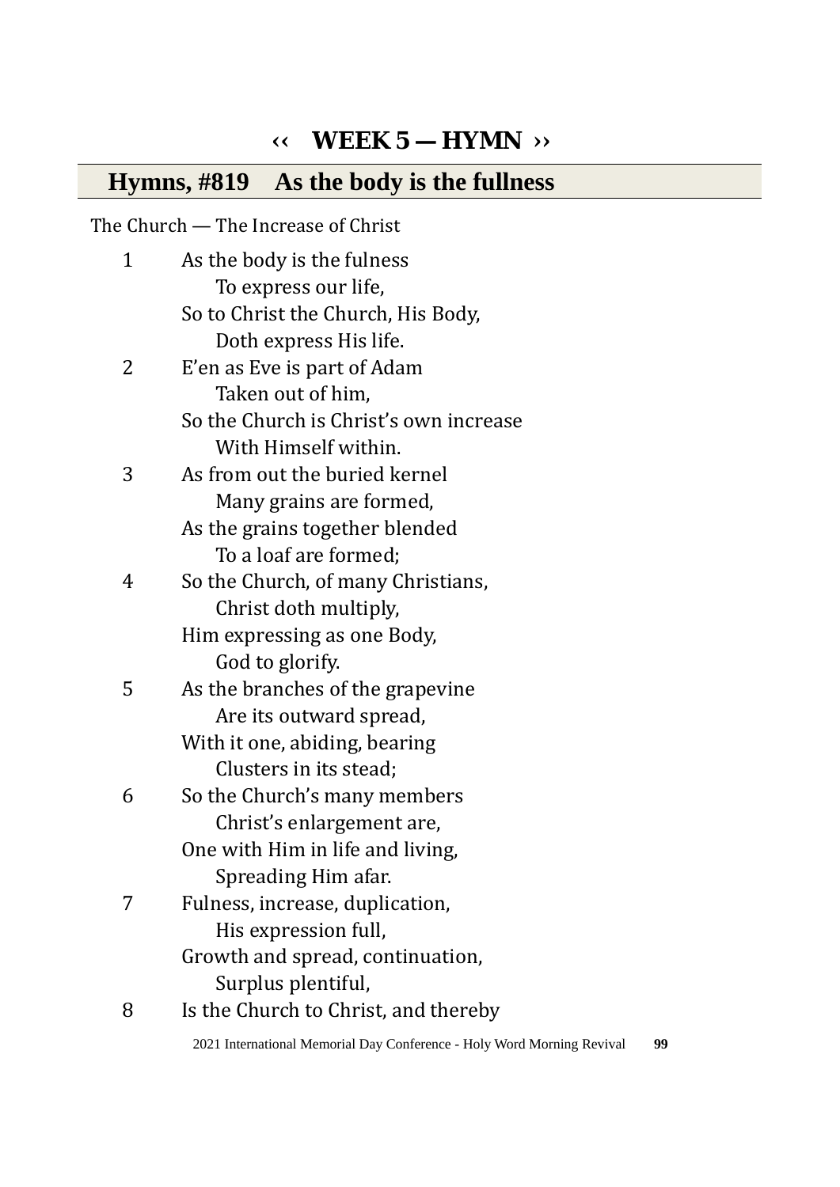# ‹‹ WEEK 5 — HYMN ››

## Hymns, #819 As the body is the fullness

The Church — The Increase of Christ

1 As the body is the fulness
  To express our life,
 So to Christ the Church, His Body,
  Doth express His life.

2 E'en as Eve is part of Adam
  Taken out of him,
 So the Church is Christ's own increase
  With Himself within.

3 As from out the buried kernel
  Many grains are formed,
 As the grains together blended
  To a loaf are formed;

4 So the Church, of many Christians,
  Christ doth multiply,
 Him expressing as one Body,
  God to glorify.

5 As the branches of the grapevine
  Are its outward spread,
 With it one, abiding, bearing
  Clusters in its stead;

6 So the Church's many members
  Christ's enlargement are,
 One with Him in life and living,
  Spreading Him afar.

7 Fulness, increase, duplication,
  His expression full,
 Growth and spread, continuation,
  Surplus plentiful,

8 Is the Church to Christ, and thereby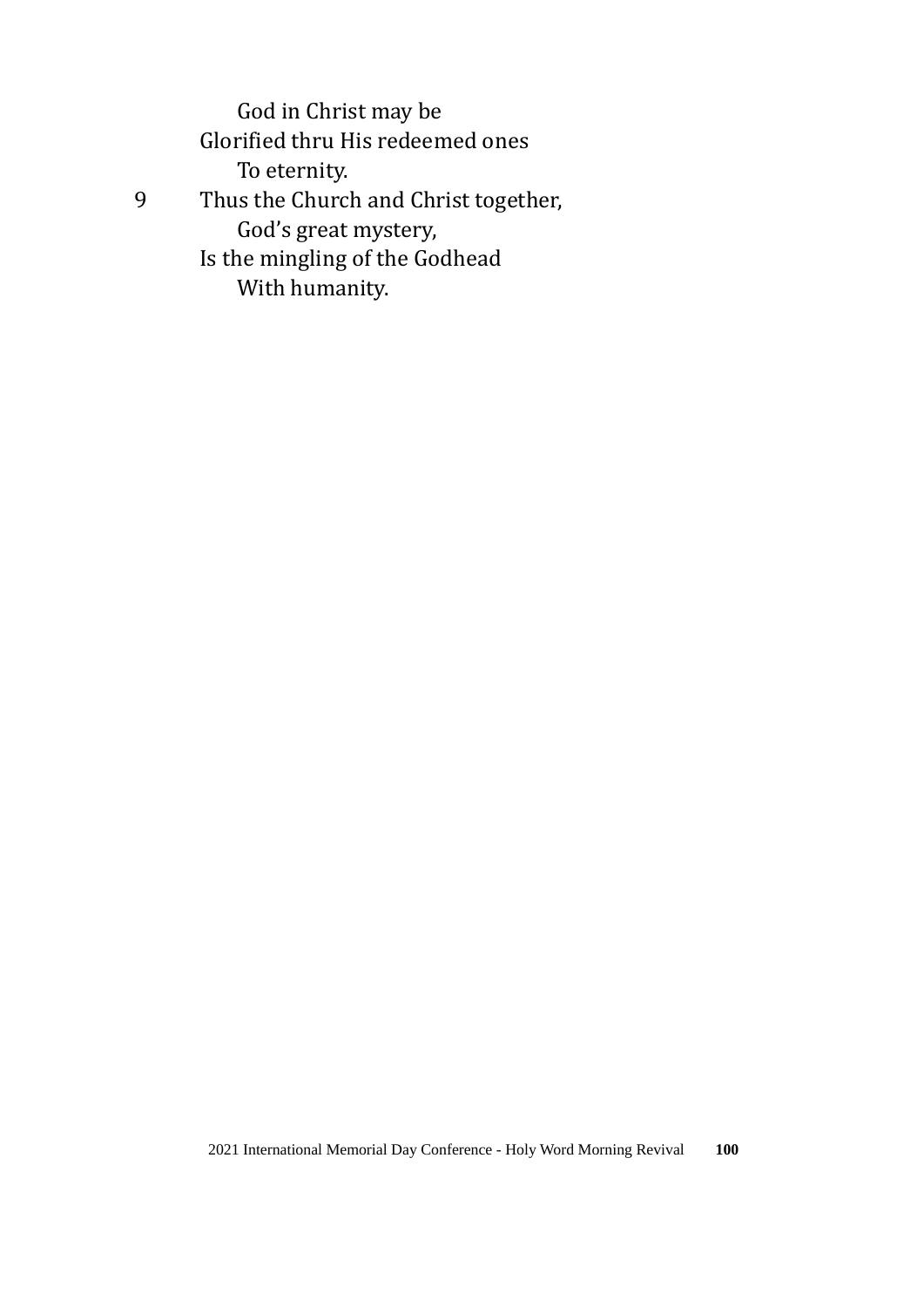God in Christ may be
Glorified thru His redeemed ones
To eternity.

9 Thus the Church and Christ together,
God's great mystery,
Is the mingling of the Godhead
With humanity.